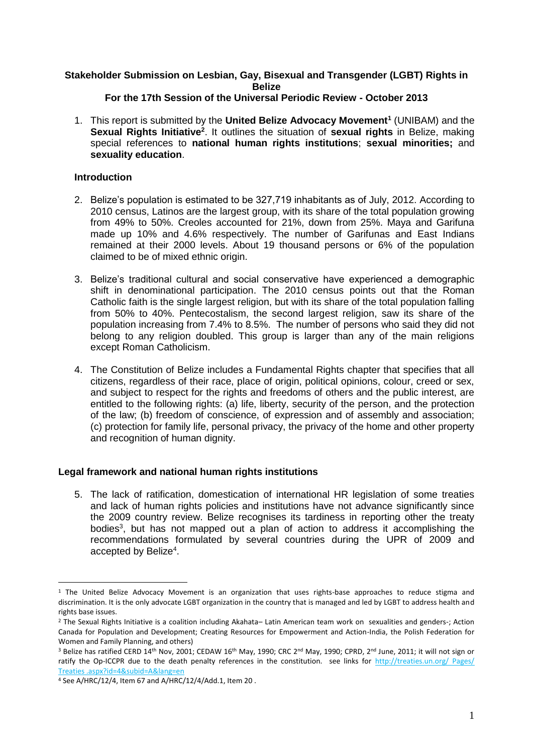# Stakeholder Submission on Lesbian, Gay, Bisexual and Transgender (LGBT) Rights in Belize

## For the 17th Session of the Universal Periodic Review - October 2013

1. This report is submitted by the **United Belize Advocacy Movement**[1] (UNIBAM) and the **Sexual Rights Initiative**[2]. It outlines the situation of **sexual rights** in Belize, making special references to **national human rights institutions**; **sexual minorities;** and **sexuality education**.

### Introduction

2. Belize's population is estimated to be 327,719 inhabitants as of July, 2012. According to 2010 census, Latinos are the largest group, with its share of the total population growing from 49% to 50%. Creoles accounted for 21%, down from 25%. Maya and Garifuna made up 10% and 4.6% respectively. The number of Garifunas and East Indians remained at their 2000 levels. About 19 thousand persons or 6% of the population claimed to be of mixed ethnic origin.

3. Belize's traditional cultural and social conservative have experienced a demographic shift in denominational participation. The 2010 census points out that the Roman Catholic faith is the single largest religion, but with its share of the total population falling from 50% to 40%. Pentecostalism, the second largest religion, saw its share of the population increasing from 7.4% to 8.5%. The number of persons who said they did not belong to any religion doubled. This group is larger than any of the main religions except Roman Catholicism.

4. The Constitution of Belize includes a Fundamental Rights chapter that specifies that all citizens, regardless of their race, place of origin, political opinions, colour, creed or sex, and subject to respect for the rights and freedoms of others and the public interest, are entitled to the following rights: (a) life, liberty, security of the person, and the protection of the law; (b) freedom of conscience, of expression and of assembly and association; (c) protection for family life, personal privacy, the privacy of the home and other property and recognition of human dignity.

## Legal framework and national human rights institutions

5. The lack of ratification, domestication of international HR legislation of some treaties and lack of human rights policies and institutions have not advance significantly since the 2009 country review. Belize recognises its tardiness in reporting other the treaty bodies[3], but has not mapped out a plan of action to address it accomplishing the recommendations formulated by several countries during the UPR of 2009 and accepted by Belize[4].

---

[1] The United Belize Advocacy Movement is an organization that uses rights-base approaches to reduce stigma and discrimination. It is the only advocate LGBT organization in the country that is managed and led by LGBT to address health and rights base issues.

[2] The Sexual Rights Initiative is a coalition including Akahata– Latin American team work on sexualities and genders-; Action Canada for Population and Development; Creating Resources for Empowerment and Action-India, the Polish Federation for Women and Family Planning, and others)

[3] Belize has ratified CERD 14th Nov, 2001; CEDAW 16th May, 1990; CRC 2nd May, 1990; CPRD, 2nd June, 2011; it will not sign or ratify the Op-ICCPR due to the death penalty references in the constitution. see links for http://treaties.un.org/ Pages/ Treaties .aspx?id=4&subid=A&lang=en

[4] See A/HRC/12/4, Item 67 and A/HRC/12/4/Add.1, Item 20 .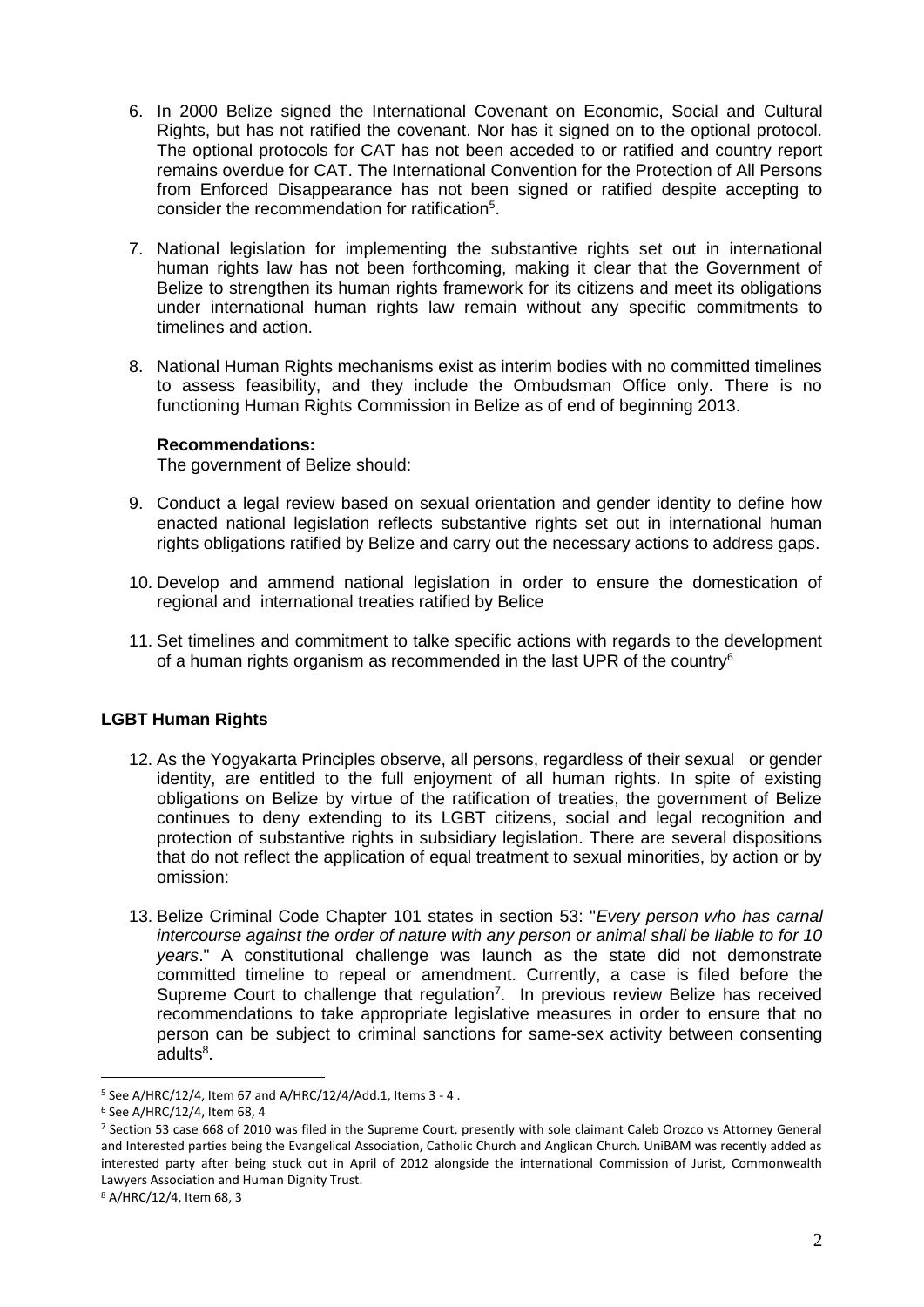6. In 2000 Belize signed the International Covenant on Economic, Social and Cultural Rights, but has not ratified the covenant. Nor has it signed on to the optional protocol. The optional protocols for CAT has not been acceded to or ratified and country report remains overdue for CAT. The International Convention for the Protection of All Persons from Enforced Disappearance has not been signed or ratified despite accepting to consider the recommendation for ratification[5].

7. National legislation for implementing the substantive rights set out in international human rights law has not been forthcoming, making it clear that the Government of Belize to strengthen its human rights framework for its citizens and meet its obligations under international human rights law remain without any specific commitments to timelines and action.

8. National Human Rights mechanisms exist as interim bodies with no committed timelines to assess feasibility, and they include the Ombudsman Office only. There is no functioning Human Rights Commission in Belize as of end of beginning 2013.

**Recommendations:**

The government of Belize should:

9. Conduct a legal review based on sexual orientation and gender identity to define how enacted national legislation reflects substantive rights set out in international human rights obligations ratified by Belize and carry out the necessary actions to address gaps.

10. Develop and ammend national legislation in order to ensure the domestication of regional and international treaties ratified by Belice

11. Set timelines and commitment to talke specific actions with regards to the development of a human rights organism as recommended in the last UPR of the country[6]

## LGBT Human Rights

12. As the Yogyakarta Principles observe, all persons, regardless of their sexual or gender identity, are entitled to the full enjoyment of all human rights. In spite of existing obligations on Belize by virtue of the ratification of treaties, the government of Belize continues to deny extending to its LGBT citizens, social and legal recognition and protection of substantive rights in subsidiary legislation. There are several dispositions that do not reflect the application of equal treatment to sexual minorities, by action or by omission:

13. Belize Criminal Code Chapter 101 states in section 53: "*Every person who has carnal intercourse against the order of nature with any person or animal shall be liable to for 10 years*." A constitutional challenge was launch as the state did not demonstrate committed timeline to repeal or amendment. Currently, a case is filed before the Supreme Court to challenge that regulation[7]. In previous review Belize has received recommendations to take appropriate legislative measures in order to ensure that no person can be subject to criminal sanctions for same-sex activity between consenting adults[8].

---

[5] See A/HRC/12/4, Item 67 and A/HRC/12/4/Add.1, Items 3 - 4 .

[6] See A/HRC/12/4, Item 68, 4

[7] Section 53 case 668 of 2010 was filed in the Supreme Court, presently with sole claimant Caleb Orozco vs Attorney General and Interested parties being the Evangelical Association, Catholic Church and Anglican Church. UniBAM was recently added as interested party after being stuck out in April of 2012 alongside the international Commission of Jurist, Commonwealth Lawyers Association and Human Dignity Trust.

[8] A/HRC/12/4, Item 68, 3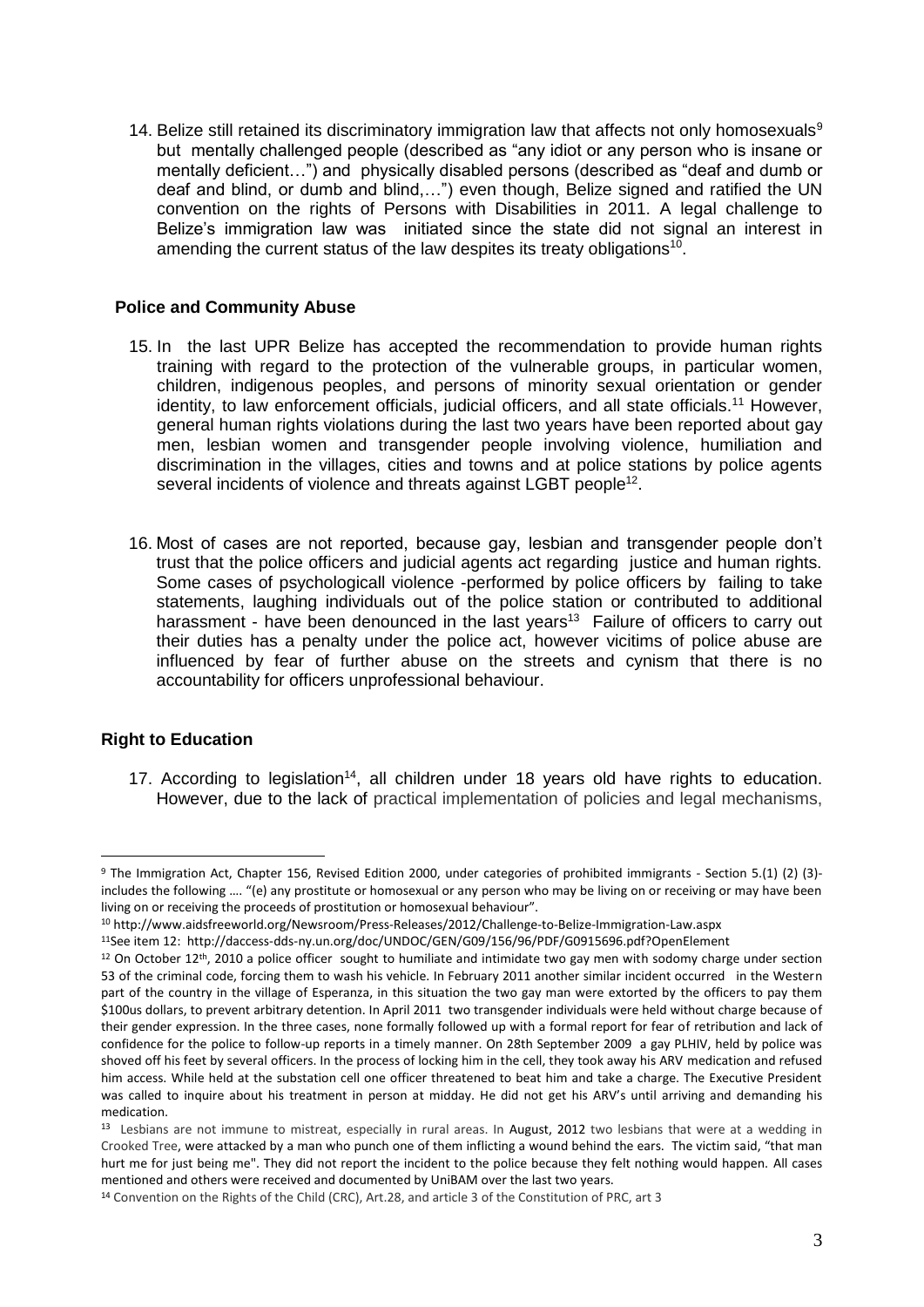14. Belize still retained its discriminatory immigration law that affects not only homosexuals[9] but mentally challenged people (described as "any idiot or any person who is insane or mentally deficient…") and physically disabled persons (described as "deaf and dumb or deaf and blind, or dumb and blind,…") even though, Belize signed and ratified the UN convention on the rights of Persons with Disabilities in 2011. A legal challenge to Belize's immigration law was initiated since the state did not signal an interest in amending the current status of the law despites its treaty obligations[10].

### Police and Community Abuse

15. In the last UPR Belize has accepted the recommendation to provide human rights training with regard to the protection of the vulnerable groups, in particular women, children, indigenous peoples, and persons of minority sexual orientation or gender identity, to law enforcement officials, judicial officers, and all state officials.[11] However, general human rights violations during the last two years have been reported about gay men, lesbian women and transgender people involving violence, humiliation and discrimination in the villages, cities and towns and at police stations by police agents several incidents of violence and threats against LGBT people[12].

16. Most of cases are not reported, because gay, lesbian and transgender people don't trust that the police officers and judicial agents act regarding justice and human rights. Some cases of psychologicall violence -performed by police officers by failing to take statements, laughing individuals out of the police station or contributed to additional harassment - have been denounced in the last years[13] Failure of officers to carry out their duties has a penalty under the police act, however vicitims of police abuse are influenced by fear of further abuse on the streets and cynism that there is no accountability for officers unprofessional behaviour.

### Right to Education

17. According to legislation[14], all children under 18 years old have rights to education. However, due to the lack of practical implementation of policies and legal mechanisms,

---

[9] The Immigration Act, Chapter 156, Revised Edition 2000, under categories of prohibited immigrants - Section 5.(1) (2) (3)- includes the following …. "(e) any prostitute or homosexual or any person who may be living on or receiving or may have been living on or receiving the proceeds of prostitution or homosexual behaviour".

[10] http://www.aidsfreeworld.org/Newsroom/Press-Releases/2012/Challenge-to-Belize-Immigration-Law.aspx

[11] See item 12: http://daccess-dds-ny.un.org/doc/UNDOC/GEN/G09/156/96/PDF/G0915696.pdf?OpenElement

[12] On October 12th, 2010 a police officer sought to humiliate and intimidate two gay men with sodomy charge under section 53 of the criminal code, forcing them to wash his vehicle. In February 2011 another similar incident occurred in the Western part of the country in the village of Esperanza, in this situation the two gay man were extorted by the officers to pay them $100us dollars, to prevent arbitrary detention. In April 2011 two transgender individuals were held without charge because of their gender expression. In the three cases, none formally followed up with a formal report for fear of retribution and lack of confidence for the police to follow-up reports in a timely manner. On 28th September 2009 a gay PLHIV, held by police was shoved off his feet by several officers. In the process of locking him in the cell, they took away his ARV medication and refused him access. While held at the substation cell one officer threatened to beat him and take a charge. The Executive President was called to inquire about his treatment in person at midday. He did not get his ARV's until arriving and demanding his medication.

[13] Lesbians are not immune to mistreat, especially in rural areas. In August, 2012 two lesbians that were at a wedding in Crooked Tree, were attacked by a man who punch one of them inflicting a wound behind the ears. The victim said, "that man hurt me for just being me". They did not report the incident to the police because they felt nothing would happen. All cases mentioned and others were received and documented by UniBAM over the last two years.

[14] Convention on the Rights of the Child (CRC), Art.28, and article 3 of the Constitution of PRC, art 3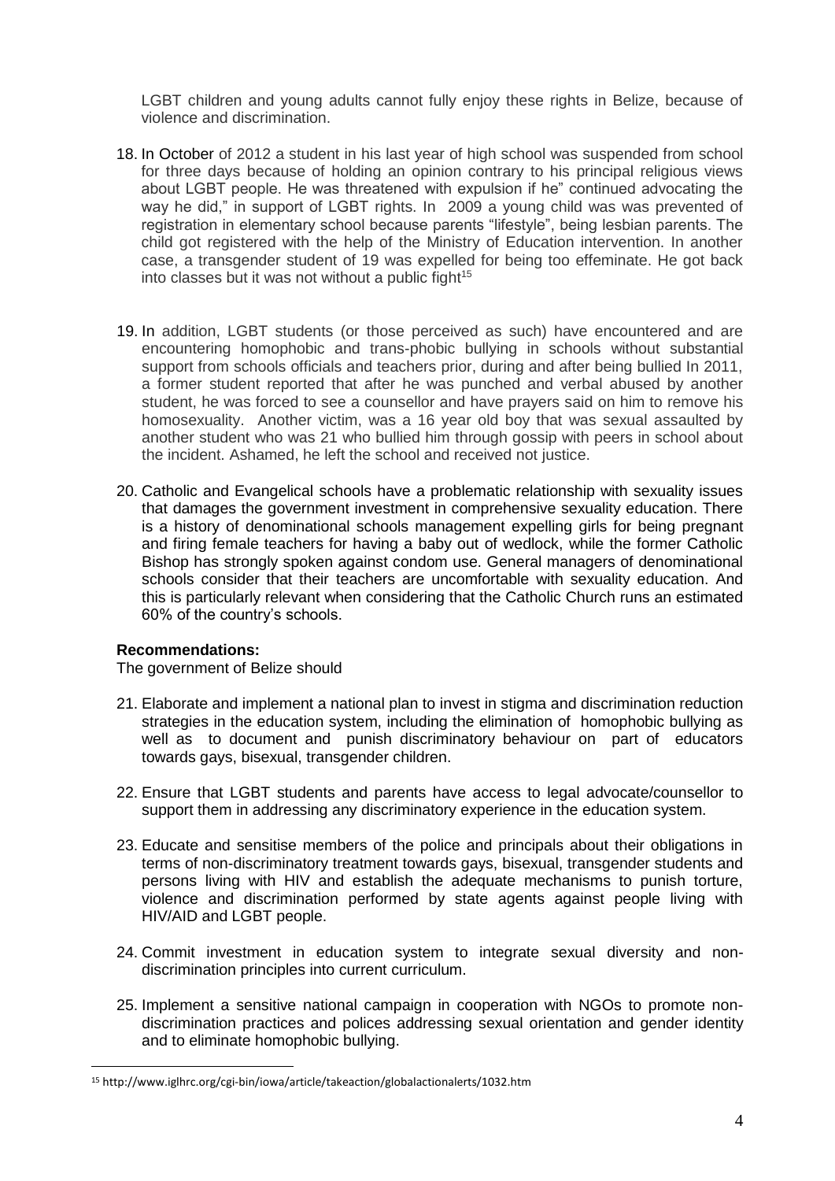LGBT children and young adults cannot fully enjoy these rights in Belize, because of violence and discrimination.

18. In October of 2012 a student in his last year of high school was suspended from school for three days because of holding an opinion contrary to his principal religious views about LGBT people. He was threatened with expulsion if he" continued advocating the way he did," in support of LGBT rights. In 2009 a young child was was prevented of registration in elementary school because parents "lifestyle", being lesbian parents. The child got registered with the help of the Ministry of Education intervention. In another case, a transgender student of 19 was expelled for being too effeminate. He got back into classes but it was not without a public fight[15]

19. In addition, LGBT students (or those perceived as such) have encountered and are encountering homophobic and trans-phobic bullying in schools without substantial support from schools officials and teachers prior, during and after being bullied In 2011, a former student reported that after he was punched and verbal abused by another student, he was forced to see a counsellor and have prayers said on him to remove his homosexuality. Another victim, was a 16 year old boy that was sexual assaulted by another student who was 21 who bullied him through gossip with peers in school about the incident. Ashamed, he left the school and received not justice.

20. Catholic and Evangelical schools have a problematic relationship with sexuality issues that damages the government investment in comprehensive sexuality education. There is a history of denominational schools management expelling girls for being pregnant and firing female teachers for having a baby out of wedlock, while the former Catholic Bishop has strongly spoken against condom use. General managers of denominational schools consider that their teachers are uncomfortable with sexuality education. And this is particularly relevant when considering that the Catholic Church runs an estimated 60% of the country's schools.

**Recommendations:**

The government of Belize should

21. Elaborate and implement a national plan to invest in stigma and discrimination reduction strategies in the education system, including the elimination of homophobic bullying as well as to document and punish discriminatory behaviour on part of educators towards gays, bisexual, transgender children.

22. Ensure that LGBT students and parents have access to legal advocate/counsellor to support them in addressing any discriminatory experience in the education system.

23. Educate and sensitise members of the police and principals about their obligations in terms of non-discriminatory treatment towards gays, bisexual, transgender students and persons living with HIV and establish the adequate mechanisms to punish torture, violence and discrimination performed by state agents against people living with HIV/AID and LGBT people.

24. Commit investment in education system to integrate sexual diversity and non-discrimination principles into current curriculum.

25. Implement a sensitive national campaign in cooperation with NGOs to promote non-discrimination practices and polices addressing sexual orientation and gender identity and to eliminate homophobic bullying.

---

[15] http://www.iglhrc.org/cgi-bin/iowa/article/takeaction/globalactionalerts/1032.htm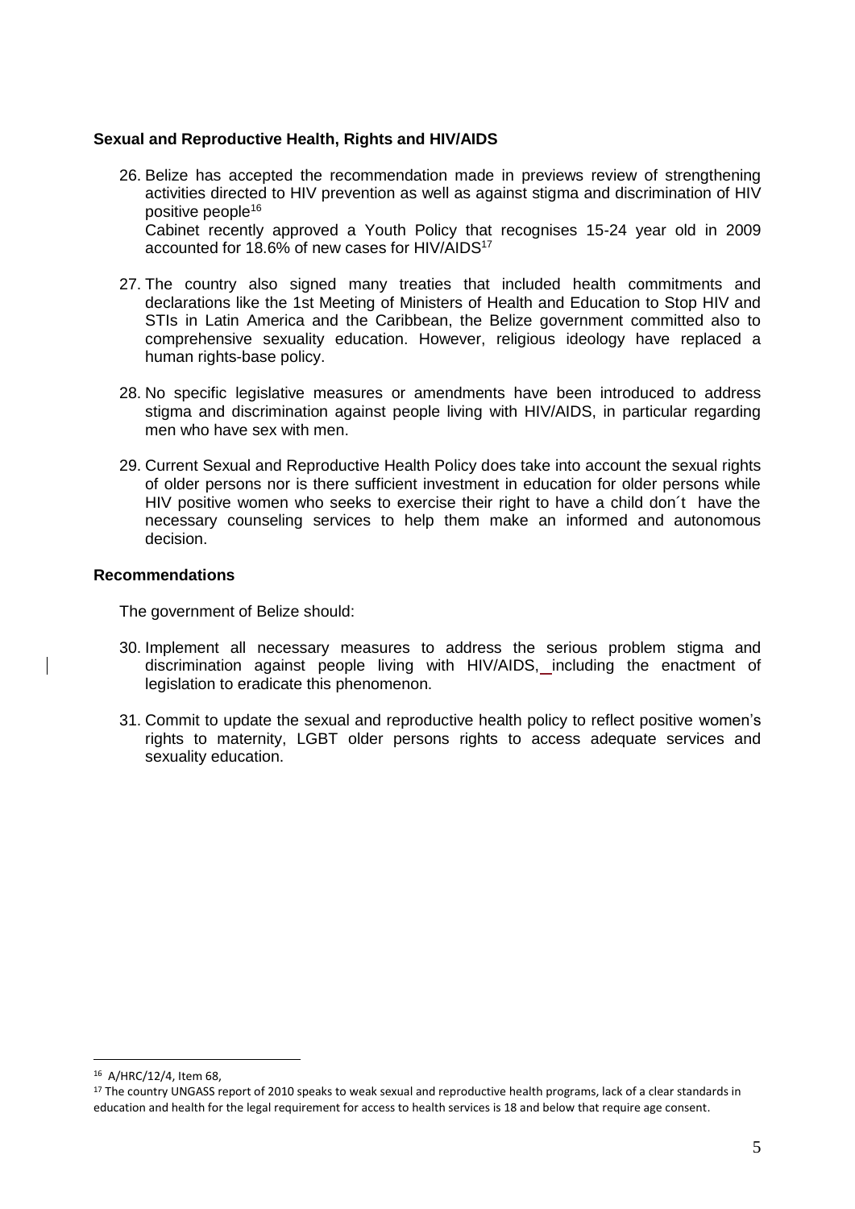**Sexual and Reproductive Health, Rights and HIV/AIDS**

26. Belize has accepted the recommendation made in previews review of strengthening activities directed to HIV prevention as well as against stigma and discrimination of HIV positive people[16]

    Cabinet recently approved a Youth Policy that recognises 15-24 year old in 2009 accounted for 18.6% of new cases for HIV/AIDS[17]

27. The country also signed many treaties that included health commitments and declarations like the 1st Meeting of Ministers of Health and Education to Stop HIV and STIs in Latin America and the Caribbean, the Belize government committed also to comprehensive sexuality education. However, religious ideology have replaced a human rights-base policy.

28. No specific legislative measures or amendments have been introduced to address stigma and discrimination against people living with HIV/AIDS, in particular regarding men who have sex with men.

29. Current Sexual and Reproductive Health Policy does take into account the sexual rights of older persons nor is there sufficient investment in education for older persons while HIV positive women who seeks to exercise their right to have a child don´t have the necessary counseling services to help them make an informed and autonomous decision.

**Recommendations**

The government of Belize should:

30. Implement all necessary measures to address the serious problem stigma and discrimination against people living with HIV/AIDS, including the enactment of legislation to eradicate this phenomenon.

31. Commit to update the sexual and reproductive health policy to reflect positive women's rights to maternity, LGBT older persons rights to access adequate services and sexuality education.

---

[16] A/HRC/12/4, Item 68,

[17] The country UNGASS report of 2010 speaks to weak sexual and reproductive health programs, lack of a clear standards in education and health for the legal requirement for access to health services is 18 and below that require age consent.